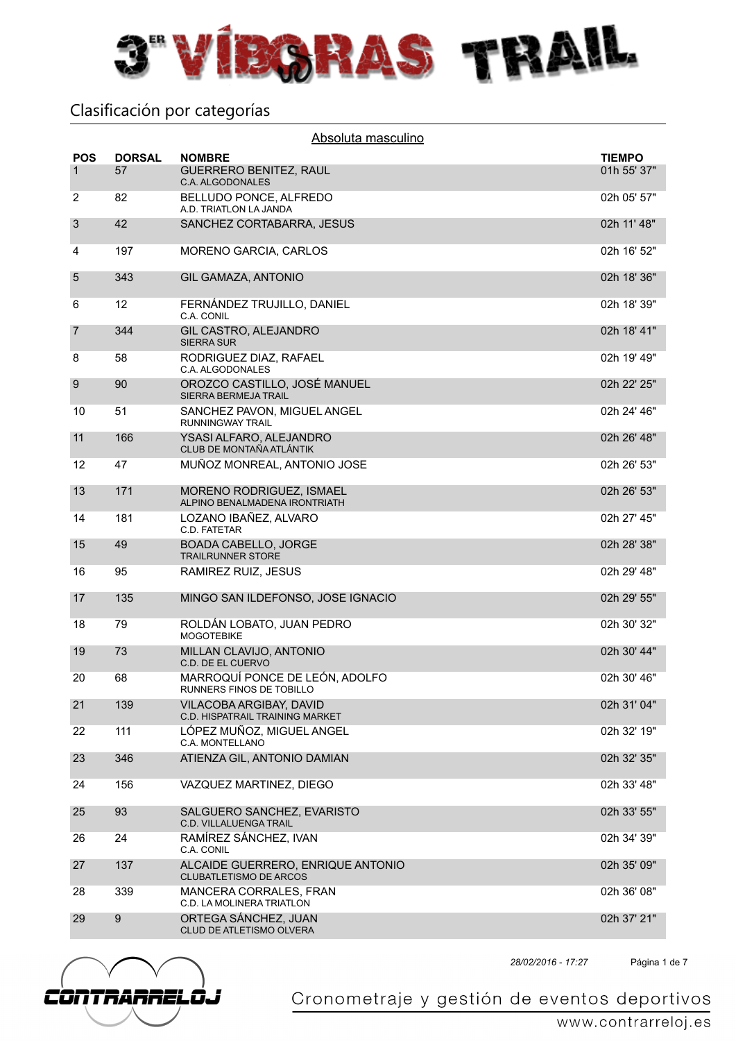# 3ER VÍBORAS TRAIL

## Clasificación por categorías

### Absoluta masculino

| POS | DORSAL | NOMBRE | TIEMPO |
|---|---|---|---|
| 1 | 57 | GUERRERO BENITEZ, RAUL<br>C.A. ALGODONALES | 01h 55' 37" |
| 2 | 82 | BELLUDO PONCE, ALFREDO<br>A.D. TRIATLON LA JANDA | 02h 05' 57" |
| 3 | 42 | SANCHEZ CORTABARRA, JESUS | 02h 11' 48" |
| 4 | 197 | MORENO GARCIA, CARLOS | 02h 16' 52" |
| 5 | 343 | GIL GAMAZA, ANTONIO | 02h 18' 36" |
| 6 | 12 | FERNÁNDEZ TRUJILLO, DANIEL<br>C.A. CONIL | 02h 18' 39" |
| 7 | 344 | GIL CASTRO, ALEJANDRO<br>SIERRA SUR | 02h 18' 41" |
| 8 | 58 | RODRIGUEZ DIAZ, RAFAEL<br>C.A. ALGODONALES | 02h 19' 49" |
| 9 | 90 | OROZCO CASTILLO, JOSÉ MANUEL<br>SIERRA BERMEJA TRAIL | 02h 22' 25" |
| 10 | 51 | SANCHEZ PAVON, MIGUEL ANGEL<br>RUNNINGWAY TRAIL | 02h 24' 46" |
| 11 | 166 | YSASI ALFARO, ALEJANDRO<br>CLUB DE MONTAÑA ATLÁNTIK | 02h 26' 48" |
| 12 | 47 | MUÑOZ MONREAL, ANTONIO JOSE | 02h 26' 53" |
| 13 | 171 | MORENO RODRIGUEZ, ISMAEL<br>ALPINO BENALMADENA IRONTRIATH | 02h 26' 53" |
| 14 | 181 | LOZANO IBAÑEZ, ALVARO<br>C.D. FATETAR | 02h 27' 45" |
| 15 | 49 | BOADA CABELLO, JORGE<br>TRAILRUNNER STORE | 02h 28' 38" |
| 16 | 95 | RAMIREZ RUIZ, JESUS | 02h 29' 48" |
| 17 | 135 | MINGO SAN ILDEFONSO, JOSE IGNACIO | 02h 29' 55" |
| 18 | 79 | ROLDÁN LOBATO, JUAN PEDRO<br>MOGOTEBIKE | 02h 30' 32" |
| 19 | 73 | MILLAN CLAVIJO, ANTONIO<br>C.D. DE EL CUERVO | 02h 30' 44" |
| 20 | 68 | MARROQUÍ PONCE DE LEÓN, ADOLFO<br>RUNNERS FINOS DE TOBILLO | 02h 30' 46" |
| 21 | 139 | VILACOBA ARGIBAY, DAVID<br>C.D. HISPATRAIL TRAINING MARKET | 02h 31' 04" |
| 22 | 111 | LÓPEZ MUÑOZ, MIGUEL ANGEL<br>C.A. MONTELLANO | 02h 32' 19" |
| 23 | 346 | ATIENZA GIL, ANTONIO DAMIAN | 02h 32' 35" |
| 24 | 156 | VAZQUEZ MARTINEZ, DIEGO | 02h 33' 48" |
| 25 | 93 | SALGUERO SANCHEZ, EVARISTO<br>C.D. VILLALUENGA TRAIL | 02h 33' 55" |
| 26 | 24 | RAMÍREZ SÁNCHEZ, IVAN<br>C.A. CONIL | 02h 34' 39" |
| 27 | 137 | ALCAIDE GUERRERO, ENRIQUE ANTONIO<br>CLUBATLETISMO DE ARCOS | 02h 35' 09" |
| 28 | 339 | MANCERA CORRALES, FRAN<br>C.D. LA MOLINERA TRIATLON | 02h 36' 08" |
| 29 | 9 | ORTEGA SÁNCHEZ, JUAN<br>CLUD DE ATLETISMO OLVERA | 02h 37' 21" |

*28/02/2016 - 17:27*

CONTRARRELOJ — Cronometraje y gestión de eventos deportivos — www.contrarreloj.es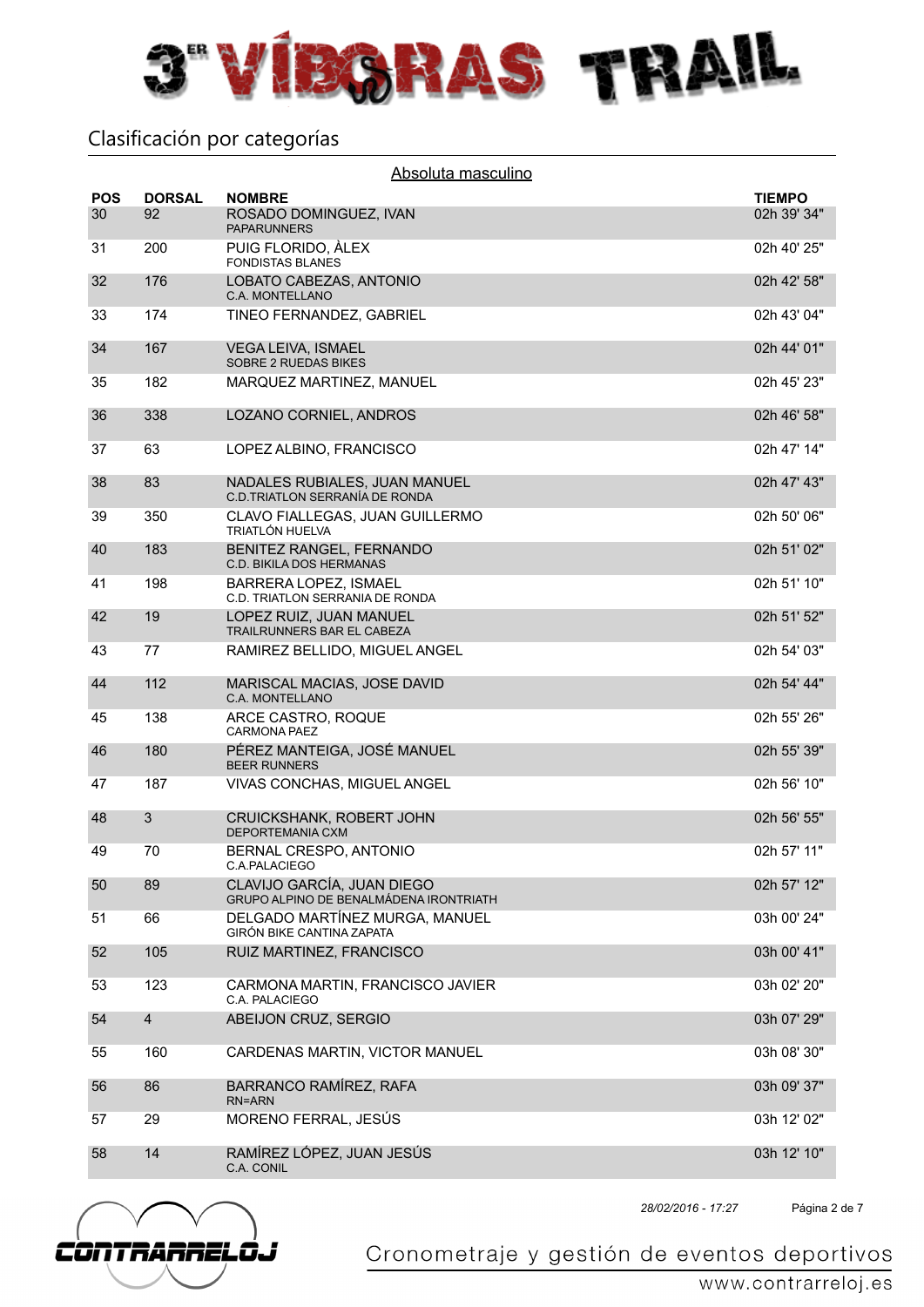# 3ER VÍBORAS TRAIL

## Clasificación por categorías

### Absoluta masculino

| POS | DORSAL | NOMBRE | TIEMPO |
|---|---|---|---|
| 30 | 92 | ROSADO DOMINGUEZ, IVAN<br>PAPARUNNERS | 02h 39' 34" |
| 31 | 200 | PUIG FLORIDO, ÀLEX<br>FONDISTAS BLANES | 02h 40' 25" |
| 32 | 176 | LOBATO CABEZAS, ANTONIO<br>C.A. MONTELLANO | 02h 42' 58" |
| 33 | 174 | TINEO FERNANDEZ, GABRIEL | 02h 43' 04" |
| 34 | 167 | VEGA LEIVA, ISMAEL<br>SOBRE 2 RUEDAS BIKES | 02h 44' 01" |
| 35 | 182 | MARQUEZ MARTINEZ, MANUEL | 02h 45' 23" |
| 36 | 338 | LOZANO CORNIEL, ANDROS | 02h 46' 58" |
| 37 | 63 | LOPEZ ALBINO, FRANCISCO | 02h 47' 14" |
| 38 | 83 | NADALES RUBIALES, JUAN MANUEL<br>C.D.TRIATLON SERRANÍA DE RONDA | 02h 47' 43" |
| 39 | 350 | CLAVO FIALLEGAS, JUAN GUILLERMO<br>TRIATLÓN HUELVA | 02h 50' 06" |
| 40 | 183 | BENITEZ RANGEL, FERNANDO<br>C.D. BIKILA DOS HERMANAS | 02h 51' 02" |
| 41 | 198 | BARRERA LOPEZ, ISMAEL<br>C.D. TRIATLON SERRANIA DE RONDA | 02h 51' 10" |
| 42 | 19 | LOPEZ RUIZ, JUAN MANUEL<br>TRAILRUNNERS BAR EL CABEZA | 02h 51' 52" |
| 43 | 77 | RAMIREZ BELLIDO, MIGUEL ANGEL | 02h 54' 03" |
| 44 | 112 | MARISCAL MACIAS, JOSE DAVID<br>C.A. MONTELLANO | 02h 54' 44" |
| 45 | 138 | ARCE CASTRO, ROQUE<br>CARMONA PAEZ | 02h 55' 26" |
| 46 | 180 | PÉREZ MANTEIGA, JOSÉ MANUEL<br>BEER RUNNERS | 02h 55' 39" |
| 47 | 187 | VIVAS CONCHAS, MIGUEL ANGEL | 02h 56' 10" |
| 48 | 3 | CRUICKSHANK, ROBERT JOHN<br>DEPORTEMANIA CXM | 02h 56' 55" |
| 49 | 70 | BERNAL CRESPO, ANTONIO<br>C.A.PALACIEGO | 02h 57' 11" |
| 50 | 89 | CLAVIJO GARCÍA, JUAN DIEGO<br>GRUPO ALPINO DE BENALMÁDENA IRONTRIATH | 02h 57' 12" |
| 51 | 66 | DELGADO MARTÍNEZ MURGA, MANUEL<br>GIRÓN BIKE CANTINA ZAPATA | 03h 00' 24" |
| 52 | 105 | RUIZ MARTINEZ, FRANCISCO | 03h 00' 41" |
| 53 | 123 | CARMONA MARTIN, FRANCISCO JAVIER<br>C.A. PALACIEGO | 03h 02' 20" |
| 54 | 4 | ABEIJON CRUZ, SERGIO | 03h 07' 29" |
| 55 | 160 | CARDENAS MARTIN, VICTOR MANUEL | 03h 08' 30" |
| 56 | 86 | BARRANCO RAMÍREZ, RAFA<br>RN=ARN | 03h 09' 37" |
| 57 | 29 | MORENO FERRAL, JESÚS | 03h 12' 02" |
| 58 | 14 | RAMÍREZ LÓPEZ, JUAN JESÚS<br>C.A. CONIL | 03h 12' 10" |

*28/02/2016 - 17:27*

CONTRARRELOJ — Cronometraje y gestión de eventos deportivos — www.contrarreloj.es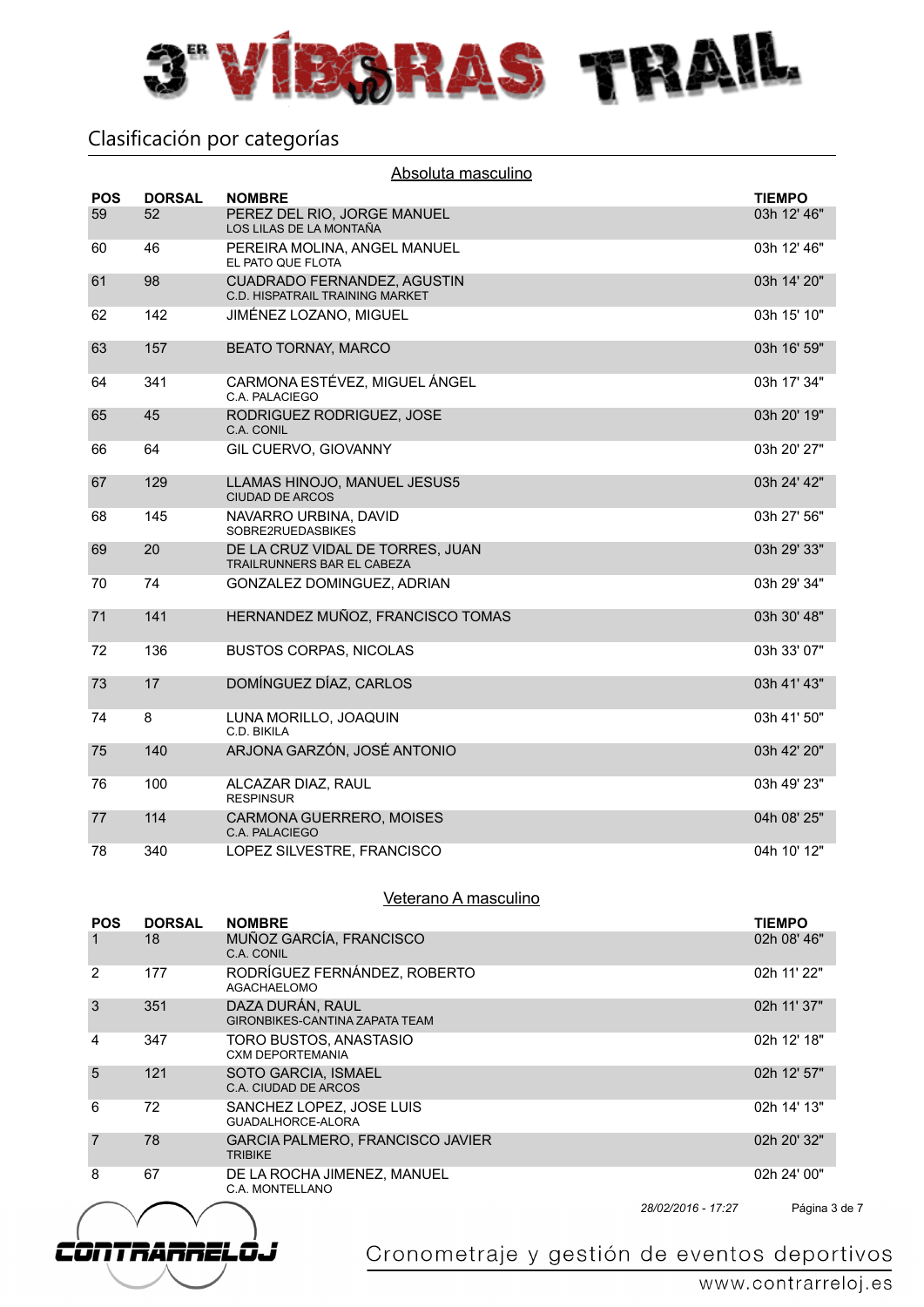# 3ER VÍBORAS TRAIL

## Clasificación por categorías

### Absoluta masculino

| POS | DORSAL | NOMBRE | TIEMPO |
|---|---|---|---|
| 59 | 52 | PEREZ DEL RIO, JORGE MANUEL<br>LOS LILAS DE LA MONTAÑA | 03h 12' 46" |
| 60 | 46 | PEREIRA MOLINA, ANGEL MANUEL<br>EL PATO QUE FLOTA | 03h 12' 46" |
| 61 | 98 | CUADRADO FERNANDEZ, AGUSTIN<br>C.D. HISPATRAIL TRAINING MARKET | 03h 14' 20" |
| 62 | 142 | JIMÉNEZ LOZANO, MIGUEL | 03h 15' 10" |
| 63 | 157 | BEATO TORNAY, MARCO | 03h 16' 59" |
| 64 | 341 | CARMONA ESTÉVEZ, MIGUEL ÁNGEL<br>C.A. PALACIEGO | 03h 17' 34" |
| 65 | 45 | RODRIGUEZ RODRIGUEZ, JOSE<br>C.A. CONIL | 03h 20' 19" |
| 66 | 64 | GIL CUERVO, GIOVANNY | 03h 20' 27" |
| 67 | 129 | LLAMAS HINOJO, MANUEL JESUS5<br>CIUDAD DE ARCOS | 03h 24' 42" |
| 68 | 145 | NAVARRO URBINA, DAVID<br>SOBRE2RUEDASBIKES | 03h 27' 56" |
| 69 | 20 | DE LA CRUZ VIDAL DE TORRES, JUAN<br>TRAILRUNNERS BAR EL CABEZA | 03h 29' 33" |
| 70 | 74 | GONZALEZ DOMINGUEZ, ADRIAN | 03h 29' 34" |
| 71 | 141 | HERNANDEZ MUÑOZ, FRANCISCO TOMAS | 03h 30' 48" |
| 72 | 136 | BUSTOS CORPAS, NICOLAS | 03h 33' 07" |
| 73 | 17 | DOMÍNGUEZ DÍAZ, CARLOS | 03h 41' 43" |
| 74 | 8 | LUNA MORILLO, JOAQUIN<br>C.D. BIKILA | 03h 41' 50" |
| 75 | 140 | ARJONA GARZÓN, JOSÉ ANTONIO | 03h 42' 20" |
| 76 | 100 | ALCAZAR DIAZ, RAUL<br>RESPINSUR | 03h 49' 23" |
| 77 | 114 | CARMONA GUERRERO, MOISES<br>C.A. PALACIEGO | 04h 08' 25" |
| 78 | 340 | LOPEZ SILVESTRE, FRANCISCO | 04h 10' 12" |

### Veterano A masculino

| POS | DORSAL | NOMBRE | TIEMPO |
|---|---|---|---|
| 1 | 18 | MUÑOZ GARCÍA, FRANCISCO<br>C.A. CONIL | 02h 08' 46" |
| 2 | 177 | RODRÍGUEZ FERNÁNDEZ, ROBERTO<br>AGACHAELOMO | 02h 11' 22" |
| 3 | 351 | DAZA DURÁN, RAUL<br>GIRONBIKES-CANTINA ZAPATA TEAM | 02h 11' 37" |
| 4 | 347 | TORO BUSTOS, ANASTASIO<br>CXM DEPORTEMANIA | 02h 12' 18" |
| 5 | 121 | SOTO GARCIA, ISMAEL<br>C.A. CIUDAD DE ARCOS | 02h 12' 57" |
| 6 | 72 | SANCHEZ LOPEZ, JOSE LUIS<br>GUADALHORCE-ALORA | 02h 14' 13" |
| 7 | 78 | GARCIA PALMERO, FRANCISCO JAVIER<br>TRIBIKE | 02h 20' 32" |
| 8 | 67 | DE LA ROCHA JIMENEZ, MANUEL<br>C.A. MONTELLANO | 02h 24' 00" |

*28/02/2016 - 17:27*

CONTRARRELOJ — Cronometraje y gestión de eventos deportivos — www.contrarreloj.es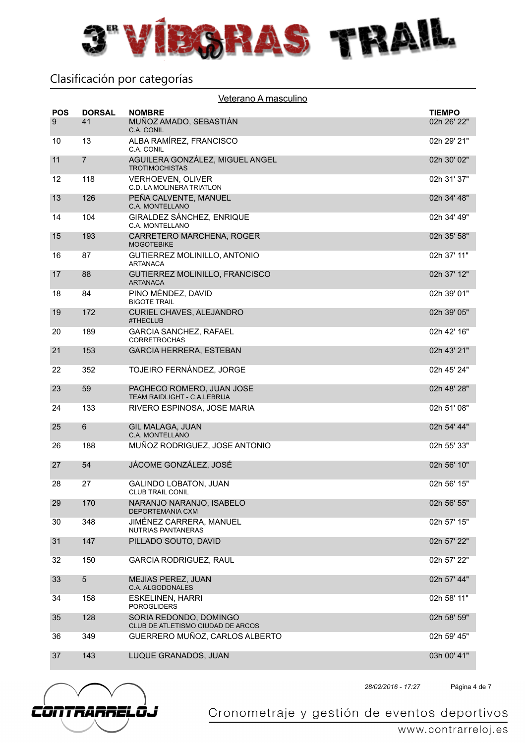# 3ER VÍBORAS TRAIL

## Clasificación por categorías

### Veterano A masculino

| POS | DORSAL | NOMBRE | TIEMPO |
|---|---|---|---|
| 9 | 41 | MUÑOZ AMADO, SEBASTIÁN<br>C.A. CONIL | 02h 26' 22" |
| 10 | 13 | ALBA RAMÍREZ, FRANCISCO<br>C.A. CONIL | 02h 29' 21" |
| 11 | 7 | AGUILERA GONZÁLEZ, MIGUEL ANGEL<br>TROTIMOCHISTAS | 02h 30' 02" |
| 12 | 118 | VERHOEVEN, OLIVER<br>C.D. LA MOLINERA TRIATLON | 02h 31' 37" |
| 13 | 126 | PEÑA CALVENTE, MANUEL<br>C.A. MONTELLANO | 02h 34' 48" |
| 14 | 104 | GIRALDEZ SÁNCHEZ, ENRIQUE<br>C.A. MONTELLANO | 02h 34' 49" |
| 15 | 193 | CARRETERO MARCHENA, ROGER<br>MOGOTEBIKE | 02h 35' 58" |
| 16 | 87 | GUTIERREZ MOLINILLO, ANTONIO<br>ARTANACA | 02h 37' 11" |
| 17 | 88 | GUTIERREZ MOLINILLO, FRANCISCO<br>ARTANACA | 02h 37' 12" |
| 18 | 84 | PINO MÉNDEZ, DAVID<br>BIGOTE TRAIL | 02h 39' 01" |
| 19 | 172 | CURIEL CHAVES, ALEJANDRO<br>#THECLUB | 02h 39' 05" |
| 20 | 189 | GARCIA SANCHEZ, RAFAEL<br>CORRETROCHAS | 02h 42' 16" |
| 21 | 153 | GARCIA HERRERA, ESTEBAN | 02h 43' 21" |
| 22 | 352 | TOJEIRO FERNÁNDEZ, JORGE | 02h 45' 24" |
| 23 | 59 | PACHECO ROMERO, JUAN JOSE<br>TEAM RAIDLIGHT - C.A.LEBRIJA | 02h 48' 28" |
| 24 | 133 | RIVERO ESPINOSA, JOSE MARIA | 02h 51' 08" |
| 25 | 6 | GIL MALAGA, JUAN<br>C.A. MONTELLANO | 02h 54' 44" |
| 26 | 188 | MUÑOZ RODRIGUEZ, JOSE ANTONIO | 02h 55' 33" |
| 27 | 54 | JÁCOME GONZÁLEZ, JOSÉ | 02h 56' 10" |
| 28 | 27 | GALINDO LOBATON, JUAN<br>CLUB TRAIL CONIL | 02h 56' 15" |
| 29 | 170 | NARANJO NARANJO, ISABELO<br>DEPORTEMANIA CXM | 02h 56' 55" |
| 30 | 348 | JIMÉNEZ CARRERA, MANUEL<br>NUTRIAS PANTANERAS | 02h 57' 15" |
| 31 | 147 | PILLADO SOUTO, DAVID | 02h 57' 22" |
| 32 | 150 | GARCIA RODRIGUEZ, RAUL | 02h 57' 22" |
| 33 | 5 | MEJIAS PEREZ, JUAN<br>C.A. ALGODONALES | 02h 57' 44" |
| 34 | 158 | ESKELINEN, HARRI<br>POROGLIDERS | 02h 58' 11" |
| 35 | 128 | SORIA REDONDO, DOMINGO<br>CLUB DE ATLETISMO CIUDAD DE ARCOS | 02h 58' 59" |
| 36 | 349 | GUERRERO MUÑOZ, CARLOS ALBERTO | 02h 59' 45" |
| 37 | 143 | LUQUE GRANADOS, JUAN | 03h 00' 41" |

*28/02/2016 - 17:27*

CONTRARRELOJ

Cronometraje y gestión de eventos deportivos

www.contrarreloj.es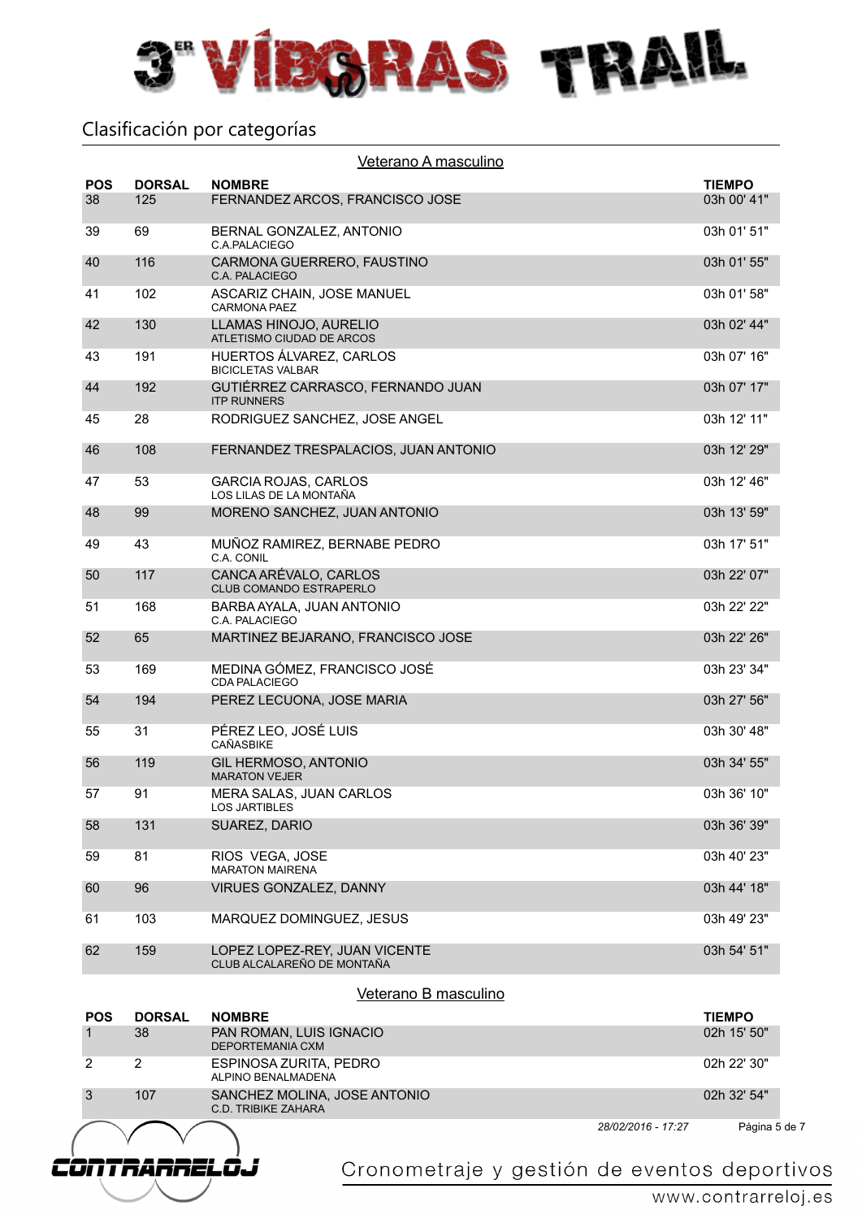# 3ER VÍBORAS TRAIL

## Clasificación por categorías

### Veterano A masculino

| POS | DORSAL | NOMBRE | TIEMPO |
|---|---|---|---|
| 38 | 125 | FERNANDEZ ARCOS, FRANCISCO JOSE | 03h 00' 41" |
| 39 | 69 | BERNAL GONZALEZ, ANTONIO<br>C.A.PALACIEGO | 03h 01' 51" |
| 40 | 116 | CARMONA GUERRERO, FAUSTINO<br>C.A. PALACIEGO | 03h 01' 55" |
| 41 | 102 | ASCARIZ CHAIN, JOSE MANUEL<br>CARMONA PAEZ | 03h 01' 58" |
| 42 | 130 | LLAMAS HINOJO, AURELIO<br>ATLETISMO CIUDAD DE ARCOS | 03h 02' 44" |
| 43 | 191 | HUERTOS ÁLVAREZ, CARLOS<br>BICICLETAS VALBAR | 03h 07' 16" |
| 44 | 192 | GUTIÉRREZ CARRASCO, FERNANDO JUAN<br>ITP RUNNERS | 03h 07' 17" |
| 45 | 28 | RODRIGUEZ SANCHEZ, JOSE ANGEL | 03h 12' 11" |
| 46 | 108 | FERNANDEZ TRESPALACIOS, JUAN ANTONIO | 03h 12' 29" |
| 47 | 53 | GARCIA ROJAS, CARLOS<br>LOS LILAS DE LA MONTAÑA | 03h 12' 46" |
| 48 | 99 | MORENO SANCHEZ, JUAN ANTONIO | 03h 13' 59" |
| 49 | 43 | MUÑOZ RAMIREZ, BERNABE PEDRO<br>C.A. CONIL | 03h 17' 51" |
| 50 | 117 | CANCA ARÉVALO, CARLOS<br>CLUB COMANDO ESTRAPERLO | 03h 22' 07" |
| 51 | 168 | BARBA AYALA, JUAN ANTONIO<br>C.A. PALACIEGO | 03h 22' 22" |
| 52 | 65 | MARTINEZ BEJARANO, FRANCISCO JOSE | 03h 22' 26" |
| 53 | 169 | MEDINA GÓMEZ, FRANCISCO JOSÉ<br>CDA PALACIEGO | 03h 23' 34" |
| 54 | 194 | PEREZ LECUONA, JOSE MARIA | 03h 27' 56" |
| 55 | 31 | PÉREZ LEO, JOSÉ LUIS<br>CAÑASBIKE | 03h 30' 48" |
| 56 | 119 | GIL HERMOSO, ANTONIO<br>MARATON VEJER | 03h 34' 55" |
| 57 | 91 | MERA SALAS, JUAN CARLOS<br>LOS JARTIBLES | 03h 36' 10" |
| 58 | 131 | SUAREZ, DARIO | 03h 36' 39" |
| 59 | 81 | RIOS VEGA, JOSE<br>MARATON MAIRENA | 03h 40' 23" |
| 60 | 96 | VIRUES GONZALEZ, DANNY | 03h 44' 18" |
| 61 | 103 | MARQUEZ DOMINGUEZ, JESUS | 03h 49' 23" |
| 62 | 159 | LOPEZ LOPEZ-REY, JUAN VICENTE<br>CLUB ALCALAREÑO DE MONTAÑA | 03h 54' 51" |

### Veterano B masculino

| POS | DORSAL | NOMBRE | TIEMPO |
|---|---|---|---|
| 1 | 38 | PAN ROMAN, LUIS IGNACIO<br>DEPORTEMANIA CXM | 02h 15' 50" |
| 2 | 2 | ESPINOSA ZURITA, PEDRO<br>ALPINO BENALMADENA | 02h 22' 30" |
| 3 | 107 | SANCHEZ MOLINA, JOSE ANTONIO<br>C.D. TRIBIKE ZAHARA | 02h 32' 54" |

*28/02/2016 - 17:27*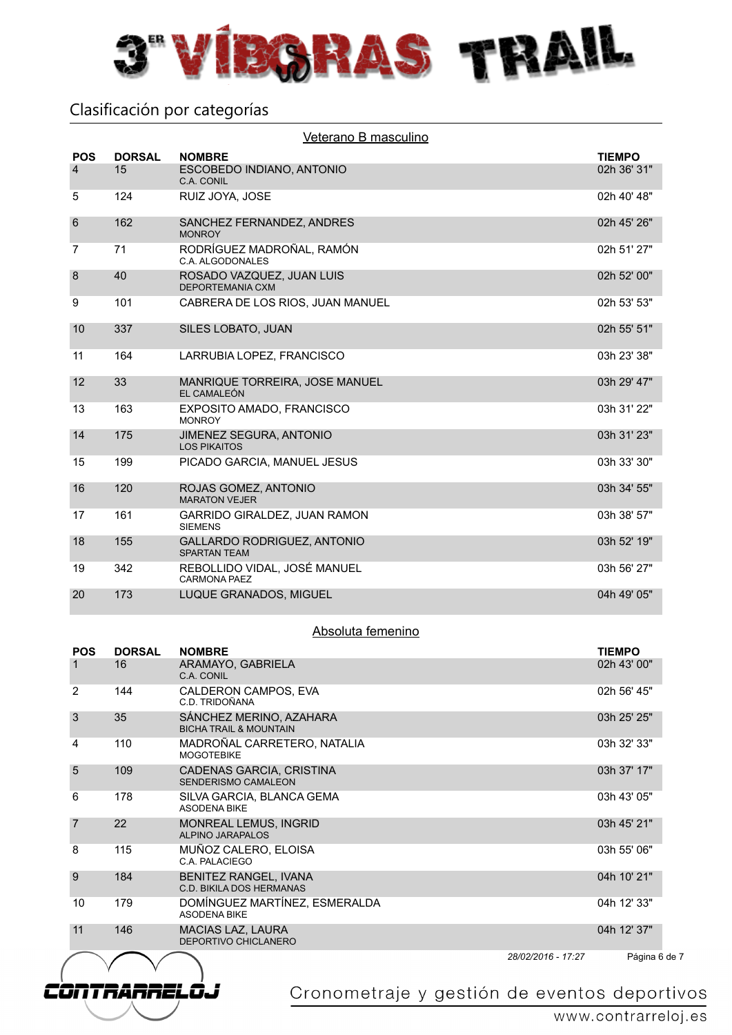# 3ER VÍBORAS TRAIL

## Clasificación por categorías

### Veterano B masculino

| POS | DORSAL | NOMBRE | TIEMPO |
|---|---|---|---|
| 4 | 15 | ESCOBEDO INDIANO, ANTONIO<br>C.A. CONIL | 02h 36' 31" |
| 5 | 124 | RUIZ JOYA, JOSE | 02h 40' 48" |
| 6 | 162 | SANCHEZ FERNANDEZ, ANDRES<br>MONROY | 02h 45' 26" |
| 7 | 71 | RODRÍGUEZ MADROÑAL, RAMÓN<br>C.A. ALGODONALES | 02h 51' 27" |
| 8 | 40 | ROSADO VAZQUEZ, JUAN LUIS<br>DEPORTEMANIA CXM | 02h 52' 00" |
| 9 | 101 | CABRERA DE LOS RIOS, JUAN MANUEL | 02h 53' 53" |
| 10 | 337 | SILES LOBATO, JUAN | 02h 55' 51" |
| 11 | 164 | LARRUBIA LOPEZ, FRANCISCO | 03h 23' 38" |
| 12 | 33 | MANRIQUE TORREIRA, JOSE MANUEL<br>EL CAMALEÓN | 03h 29' 47" |
| 13 | 163 | EXPOSITO AMADO, FRANCISCO<br>MONROY | 03h 31' 22" |
| 14 | 175 | JIMENEZ SEGURA, ANTONIO<br>LOS PIKAITOS | 03h 31' 23" |
| 15 | 199 | PICADO GARCIA, MANUEL JESUS | 03h 33' 30" |
| 16 | 120 | ROJAS GOMEZ, ANTONIO<br>MARATON VEJER | 03h 34' 55" |
| 17 | 161 | GARRIDO GIRALDEZ, JUAN RAMON<br>SIEMENS | 03h 38' 57" |
| 18 | 155 | GALLARDO RODRIGUEZ, ANTONIO<br>SPARTAN TEAM | 03h 52' 19" |
| 19 | 342 | REBOLLIDO VIDAL, JOSÉ MANUEL<br>CARMONA PAEZ | 03h 56' 27" |
| 20 | 173 | LUQUE GRANADOS, MIGUEL | 04h 49' 05" |

### Absoluta femenino

| POS | DORSAL | NOMBRE | TIEMPO |
|---|---|---|---|
| 1 | 16 | ARAMAYO, GABRIELA<br>C.A. CONIL | 02h 43' 00" |
| 2 | 144 | CALDERON CAMPOS, EVA<br>C.D. TRIDOÑANA | 02h 56' 45" |
| 3 | 35 | SÁNCHEZ MERINO, AZAHARA<br>BICHA TRAIL & MOUNTAIN | 03h 25' 25" |
| 4 | 110 | MADROÑAL CARRETERO, NATALIA<br>MOGOTEBIKE | 03h 32' 33" |
| 5 | 109 | CADENAS GARCIA, CRISTINA<br>SENDERISMO CAMALEON | 03h 37' 17" |
| 6 | 178 | SILVA GARCIA, BLANCA GEMA<br>ASODENA BIKE | 03h 43' 05" |
| 7 | 22 | MONREAL LEMUS, INGRID<br>ALPINO JARAPALOS | 03h 45' 21" |
| 8 | 115 | MUÑOZ CALERO, ELOISA<br>C.A. PALACIEGO | 03h 55' 06" |
| 9 | 184 | BENITEZ RANGEL, IVANA<br>C.D. BIKILA DOS HERMANAS | 04h 10' 21" |
| 10 | 179 | DOMÍNGUEZ MARTÍNEZ, ESMERALDA<br>ASODENA BIKE | 04h 12' 33" |
| 11 | 146 | MACIAS LAZ, LAURA<br>DEPORTIVO CHICLANERO | 04h 12' 37" |

*28/02/2016 - 17:27*

CONTRARRELOJ — Cronometraje y gestión de eventos deportivos — www.contrarreloj.es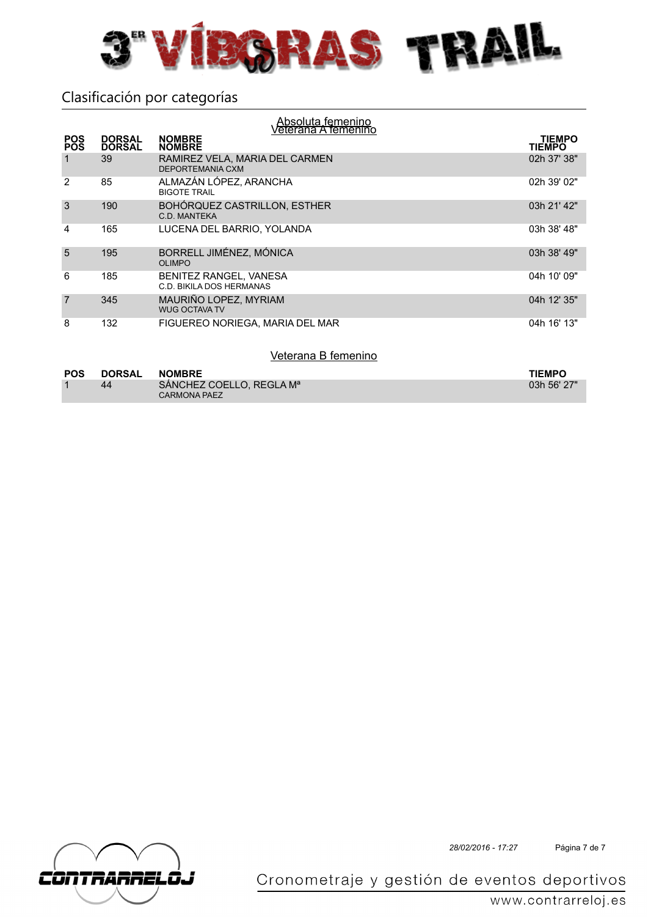# 3ER VÍBORAS TRAIL

## Clasificación por categorías

### Absoluta femenino

### Veterana A femenino

| POS | DORSAL | NOMBRE | TIEMPO |
|---|---|---|---|
| 1 | 39 | RAMIREZ VELA, MARIA DEL CARMEN<br>DEPORTEMANIA CXM | 02h 37' 38" |
| 2 | 85 | ALMAZÁN LÓPEZ, ARANCHA<br>BIGOTE TRAIL | 02h 39' 02" |
| 3 | 190 | BOHÓRQUEZ CASTRILLON, ESTHER<br>C.D. MANTEKA | 03h 21' 42" |
| 4 | 165 | LUCENA DEL BARRIO, YOLANDA | 03h 38' 48" |
| 5 | 195 | BORRELL JIMÉNEZ, MÓNICA<br>OLIMPO | 03h 38' 49" |
| 6 | 185 | BENITEZ RANGEL, VANESA<br>C.D. BIKILA DOS HERMANAS | 04h 10' 09" |
| 7 | 345 | MAURIÑO LOPEZ, MYRIAM<br>WUG OCTAVA TV | 04h 12' 35" |
| 8 | 132 | FIGUEREO NORIEGA, MARIA DEL MAR | 04h 16' 13" |

### Veterana B femenino

| POS | DORSAL | NOMBRE | TIEMPO |
|---|---|---|---|
| 1 | 44 | SÁNCHEZ COELLO, REGLA Mª<br>CARMONA PAEZ | 03h 56' 27" |

*28/02/2016 - 17:27*

CONTRARRELOJ
Cronometraje y gestión de eventos deportivos
www.contrarreloj.es